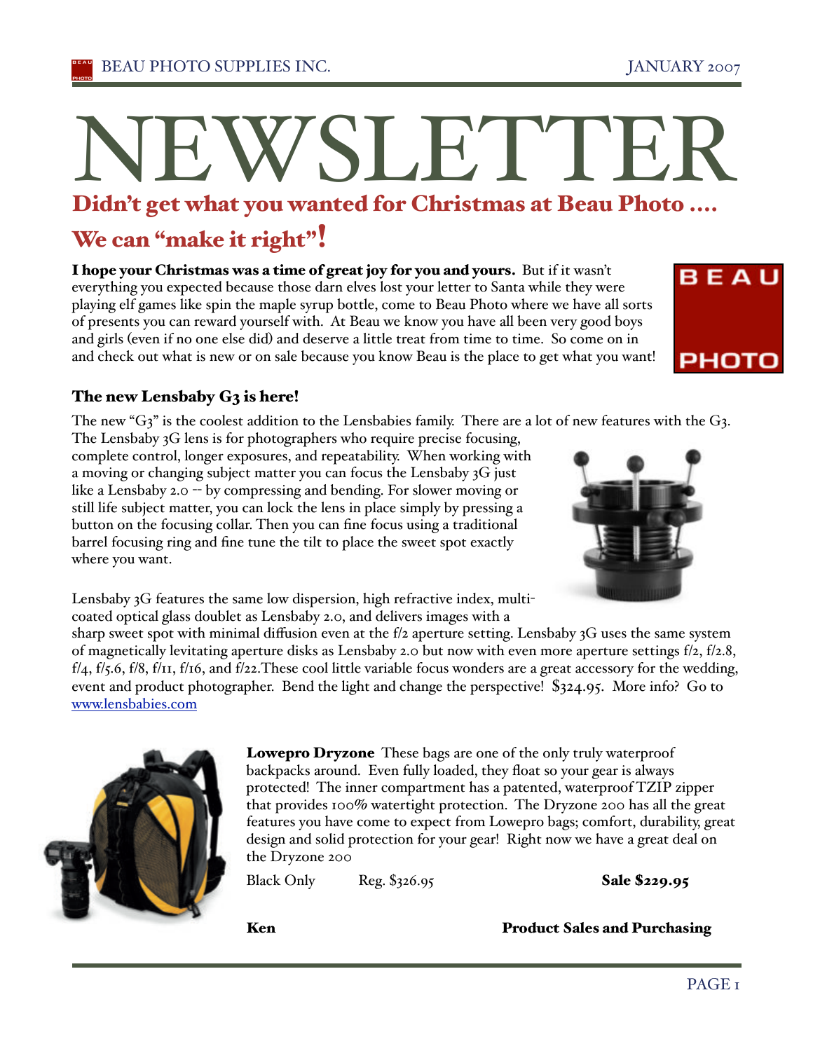# NEWSLETTER

## Didn't get what you wanted for Christmas at Beau Photo ....

## We can "make it right"!

**I hope your Christmas was a time of great joy for you and yours.** But if it wasn't everything you expected because those darn elves lost your letter to Santa while they were playing elf games like spin the maple syrup bottle, come to Beau Photo where we have all sorts of presents you can reward yourself with. At Beau we know you have all been very good boys and girls (even if no one else did) and deserve a little treat from time to time. So come on in and check out what is new or on sale because you know Beau is the place to get what you want!

### The new Lensbaby G3 is here!

The new "G3" is the coolest addition to the Lensbabies family. There are a lot of new features with the G3. The Lensbaby 3G lens is for photographers who require precise focusing, complete control, longer exposures, and repeatability. When working with a moving or changing subject matter you can focus the Lensbaby 3G just like a Lensbaby 2.0 -- by compressing and bending. For slower moving or still life subject matter, you can lock the lens in place simply by pressing a button on the focusing collar. Then you can fine focus using a traditional barrel focusing ring and fine tune the tilt to place the sweet spot exactly where you want.

Lensbaby 3G features the same low dispersion, high refractive index, multi-coated optical glass doublet as Lensbaby 2.0, and delivers images with a sharp sweet spot with minimal diffusion even at the f/2 aperture setting. Lensbaby 3G uses the same system of magnetically levitating aperture disks as Lensbaby 2.0 but now with even more aperture settings f/2, f/2.8, f/4, f/5.6, f/8, f/11, f/16, and f/22.These cool little variable focus wonders are a great accessory for the wedding, event and product photographer. Bend the light and change the perspective! $324.95. More info? Go to www.lensbabies.com

**Lowepro Dryzone** These bags are one of the only truly waterproof backpacks around. Even fully loaded, they float so your gear is always protected! The inner compartment has a patented, waterproof TZIP zipper that provides 100% watertight protection. The Dryzone 200 has all the great features you have come to expect from Lowepro bags; comfort, durability, great design and solid protection for your gear! Right now we have a great deal on the Dryzone 200

Black Only Reg. $326.95 **Sale $229.95**

**Ken** **Product Sales and Purchasing**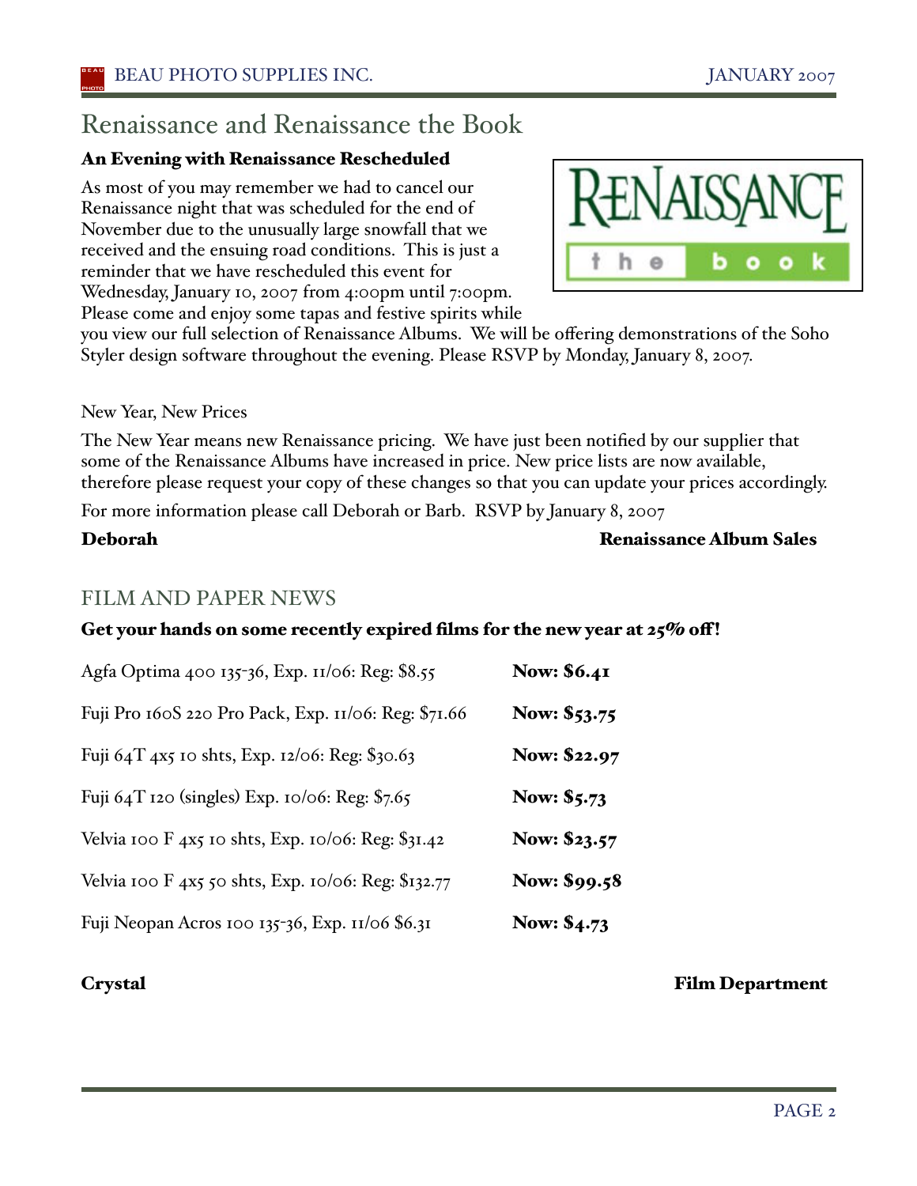# Renaissance and Renaissance the Book

**An Evening with Renaissance Rescheduled**

As most of you may remember we had to cancel our Renaissance night that was scheduled for the end of November due to the unusually large snowfall that we received and the ensuing road conditions. This is just a reminder that we have rescheduled this event for Wednesday, January 10, 2007 from 4:00pm until 7:00pm. Please come and enjoy some tapas and festive spirits while you view our full selection of Renaissance Albums. We will be offering demonstrations of the Soho Styler design software throughout the evening. Please RSVP by Monday, January 8, 2007.

New Year, New Prices

The New Year means new Renaissance pricing. We have just been notified by our supplier that some of the Renaissance Albums have increased in price. New price lists are now available, therefore please request your copy of these changes so that you can update your prices accordingly.

For more information please call Deborah or Barb. RSVP by January 8, 2007

**Deborah** — **Renaissance Album Sales**

## FILM AND PAPER NEWS

**Get your hands on some recently expired films for the new year at 25% off!**

| Item | Price |
|---|---|
| Agfa Optima 400 135-36, Exp. 11/06: Reg: $8.55 | **Now: $6.41** |
| Fuji Pro 160S 220 Pro Pack, Exp. 11/06: Reg: $71.66 | **Now: $53.75** |
| Fuji 64T 4x5 10 shts, Exp. 12/06: Reg: $30.63 | **Now: $22.97** |
| Fuji 64T 120 (singles) Exp. 10/06: Reg: $7.65 | **Now: $5.73** |
| Velvia 100 F 4x5 10 shts, Exp. 10/06: Reg: $31.42 | **Now: $23.57** |
| Velvia 100 F 4x5 50 shts, Exp. 10/06: Reg: $132.77 | **Now: $99.58** |
| Fuji Neopan Acros 100 135-36, Exp. 11/06 $6.31 | **Now: $4.73** |

**Crystal** — **Film Department**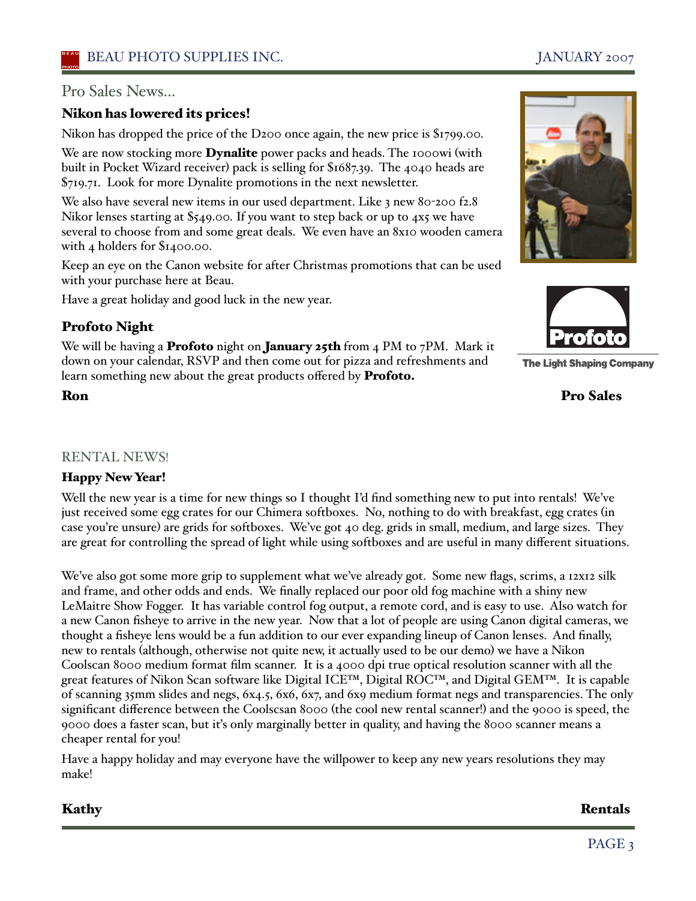## Pro Sales News...

### Nikon has lowered its prices!

Nikon has dropped the price of the D200 once again, the new price is $1799.00.

We are now stocking more **Dynalite** power packs and heads. The 1000wi (with built in Pocket Wizard receiver) pack is selling for $1687.39. The 4040 heads are $719.71. Look for more Dynalite promotions in the next newsletter.

We also have several new items in our used department. Like 3 new 80-200 f2.8 Nikor lenses starting at $549.00. If you want to step back or up to 4x5 we have several to choose from and some great deals. We even have an 8x10 wooden camera with 4 holders for $1400.00.

Keep an eye on the Canon website for after Christmas promotions that can be used with your purchase here at Beau.

Have a great holiday and good luck in the new year.

### Profoto Night

We will be having a **Profoto** night on **January 25th** from 4 PM to 7PM. Mark it down on your calendar, RSVP and then come out for pizza and refreshments and learn something new about the great products offered by **Profoto.**

Profoto – The Light Shaping Company

**Ron** **Pro Sales**

## RENTAL NEWS!

### Happy New Year!

Well the new year is a time for new things so I thought I'd find something new to put into rentals! We've just received some egg crates for our Chimera softboxes. No, nothing to do with breakfast, egg crates (in case you're unsure) are grids for softboxes. We've got 40 deg. grids in small, medium, and large sizes. They are great for controlling the spread of light while using softboxes and are useful in many different situations.

We've also got some more grip to supplement what we've already got. Some new flags, scrims, a 12x12 silk and frame, and other odds and ends. We finally replaced our poor old fog machine with a shiny new LeMaitre Show Fogger. It has variable control fog output, a remote cord, and is easy to use. Also watch for a new Canon fisheye to arrive in the new year. Now that a lot of people are using Canon digital cameras, we thought a fisheye lens would be a fun addition to our ever expanding lineup of Canon lenses. And finally, new to rentals (although, otherwise not quite new, it actually used to be our demo) we have a Nikon Coolscan 8000 medium format film scanner. It is a 4000 dpi true optical resolution scanner with all the great features of Nikon Scan software like Digital ICE™, Digital ROC™, and Digital GEM™. It is capable of scanning 35mm slides and negs, 6x4.5, 6x6, 6x7, and 6x9 medium format negs and transparencies. The only significant difference between the Coolscsan 8000 (the cool new rental scanner!) and the 9000 is speed, the 9000 does a faster scan, but it's only marginally better in quality, and having the 8000 scanner means a cheaper rental for you!

Have a happy holiday and may everyone have the willpower to keep any new years resolutions they may make!

**Kathy** **Rentals**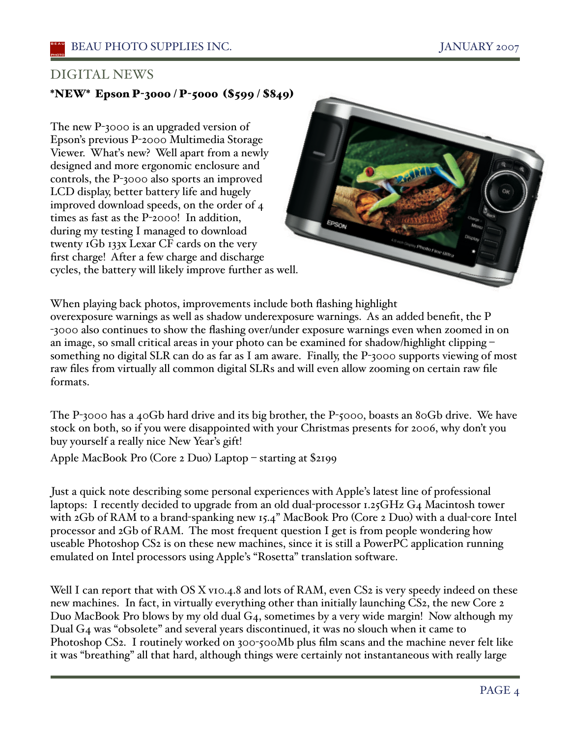## DIGITAL NEWS

### *NEW* Epson P-3000 / P-5000 ($599 / $849)

The new P-3000 is an upgraded version of Epson's previous P-2000 Multimedia Storage Viewer. What's new? Well apart from a newly designed and more ergonomic enclosure and controls, the P-3000 also sports an improved LCD display, better battery life and hugely improved download speeds, on the order of 4 times as fast as the P-2000! In addition, during my testing I managed to download twenty 1Gb 133x Lexar CF cards on the very first charge! After a few charge and discharge cycles, the battery will likely improve further as well.

When playing back photos, improvements include both flashing highlight overexposure warnings as well as shadow underexposure warnings. As an added benefit, the P-3000 also continues to show the flashing over/under exposure warnings even when zoomed in on an image, so small critical areas in your photo can be examined for shadow/highlight clipping – something no digital SLR can do as far as I am aware. Finally, the P-3000 supports viewing of most raw files from virtually all common digital SLRs and will even allow zooming on certain raw file formats.

The P-3000 has a 40Gb hard drive and its big brother, the P-5000, boasts an 80Gb drive. We have stock on both, so if you were disappointed with your Christmas presents for 2006, why don't you buy yourself a really nice New Year's gift!

### Apple MacBook Pro (Core 2 Duo) Laptop – starting at $2199

Just a quick note describing some personal experiences with Apple's latest line of professional laptops: I recently decided to upgrade from an old dual-processor 1.25GHz G4 Macintosh tower with 2Gb of RAM to a brand-spanking new 15.4" MacBook Pro (Core 2 Duo) with a dual-core Intel processor and 2Gb of RAM. The most frequent question I get is from people wondering how useable Photoshop CS2 is on these new machines, since it is still a PowerPC application running emulated on Intel processors using Apple's "Rosetta" translation software.

Well I can report that with OS X v10.4.8 and lots of RAM, even CS2 is very speedy indeed on these new machines. In fact, in virtually everything other than initially launching CS2, the new Core 2 Duo MacBook Pro blows by my old dual G4, sometimes by a very wide margin! Now although my Dual G4 was "obsolete" and several years discontinued, it was no slouch when it came to Photoshop CS2. I routinely worked on 300-500Mb plus film scans and the machine never felt like it was "breathing" all that hard, although things were certainly not instantaneous with really large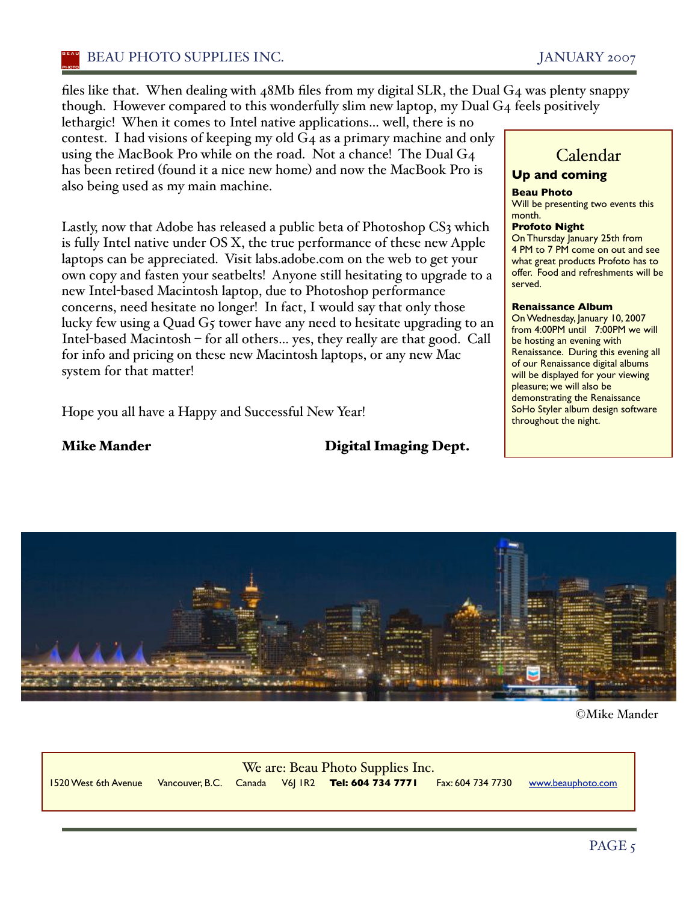files like that. When dealing with 48Mb files from my digital SLR, the Dual G4 was plenty snappy though. However compared to this wonderfully slim new laptop, my Dual G4 feels positively lethargic! When it comes to Intel native applications… well, there is no contest. I had visions of keeping my old G4 as a primary machine and only using the MacBook Pro while on the road. Not a chance! The Dual G4 has been retired (found it a nice new home) and now the MacBook Pro is also being used as my main machine.

Lastly, now that Adobe has released a public beta of Photoshop CS3 which is fully Intel native under OS X, the true performance of these new Apple laptops can be appreciated. Visit labs.adobe.com on the web to get your own copy and fasten your seatbelts! Anyone still hesitating to upgrade to a new Intel-based Macintosh laptop, due to Photoshop performance concerns, need hesitate no longer! In fact, I would say that only those lucky few using a Quad G5 tower have any need to hesitate upgrading to an Intel-based Macintosh – for all others… yes, they really are that good. Call for info and pricing on these new Macintosh laptops, or any new Mac system for that matter!

Hope you all have a Happy and Successful New Year!

**Mike Mander** **Digital Imaging Dept.**

## Calendar

### Up and coming

**Beau Photo**
Will be presenting two events this month.

**Profoto Night**
On Thursday January 25th from 4 PM to 7 PM come on out and see what great products Profoto has to offer. Food and refreshments will be served.

**Renaissance Album**
On Wednesday, January 10, 2007 from 4:00PM until 7:00PM we will be hosting an evening with Renaissance. During this evening all of our Renaissance digital albums will be displayed for your viewing pleasure; we will also be demonstrating the Renaissance SoHo Styler album design software throughout the night.

©Mike Mander

We are: Beau Photo Supplies Inc.

1520 West 6th Avenue Vancouver, B.C. Canada V6J 1R2 **Tel: 604 734 7771** Fax: 604 734 7730 www.beauphoto.com